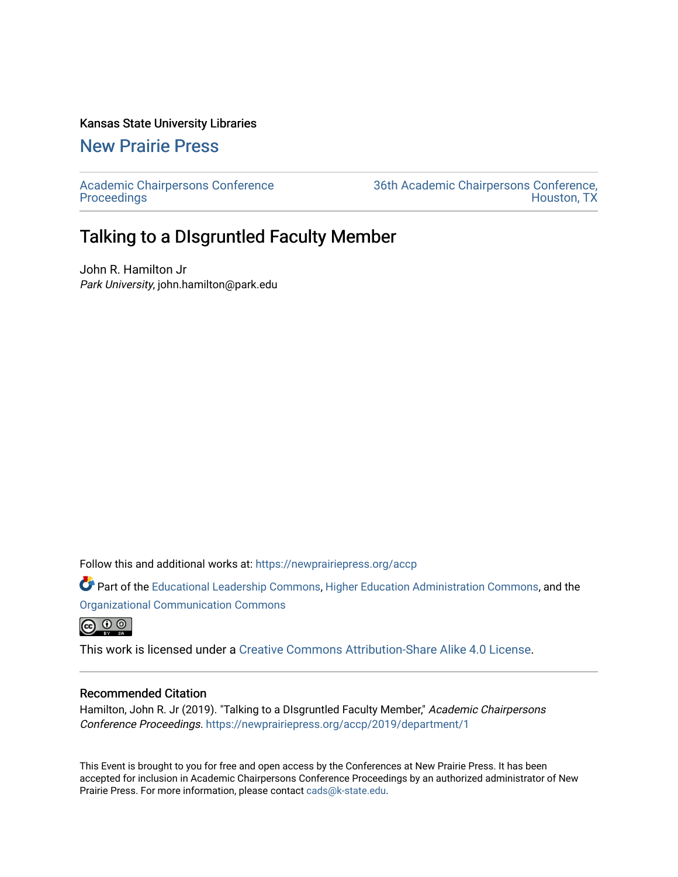Kansas State University Libraries

New Prairie Press

Academic Chairpersons Conference Proceedings

36th Academic Chairpersons Conference, Houston, TX

# Talking to a DIsgruntled Faculty Member

John R. Hamilton Jr
*Park University*, john.hamilton@park.edu

Follow this and additional works at: https://newprairiepress.org/accp

Part of the Educational Leadership Commons, Higher Education Administration Commons, and the Organizational Communication Commons

This work is licensed under a Creative Commons Attribution-Share Alike 4.0 License.

## Recommended Citation

Hamilton, John R. Jr (2019). "Talking to a DIsgruntled Faculty Member," *Academic Chairpersons Conference Proceedings*. https://newprairiepress.org/accp/2019/department/1

This Event is brought to you for free and open access by the Conferences at New Prairie Press. It has been accepted for inclusion in Academic Chairpersons Conference Proceedings by an authorized administrator of New Prairie Press. For more information, please contact cads@k-state.edu.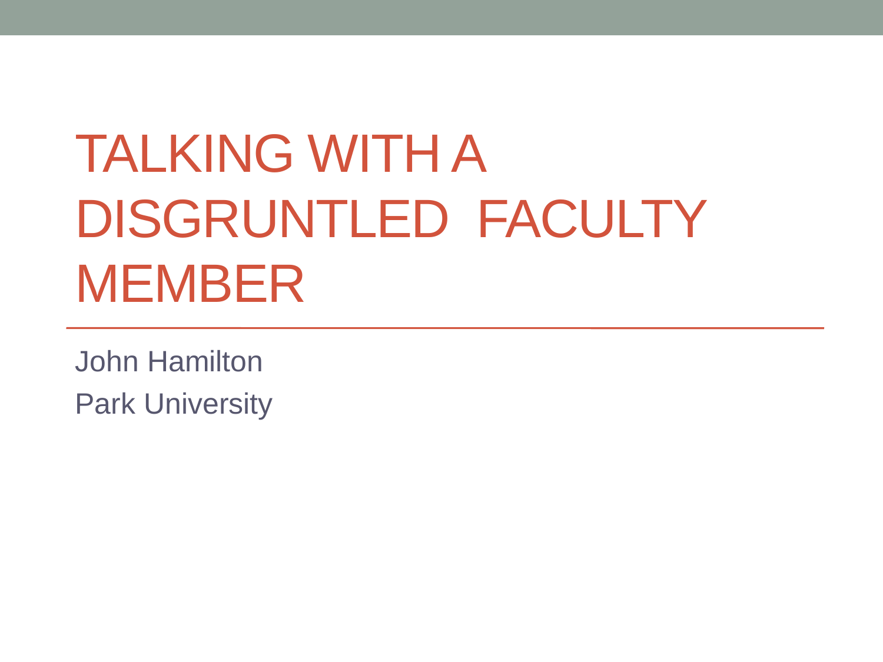# TALKING WITH A DISGRUNTLED FACULTY MEMBER

John Hamilton

Park University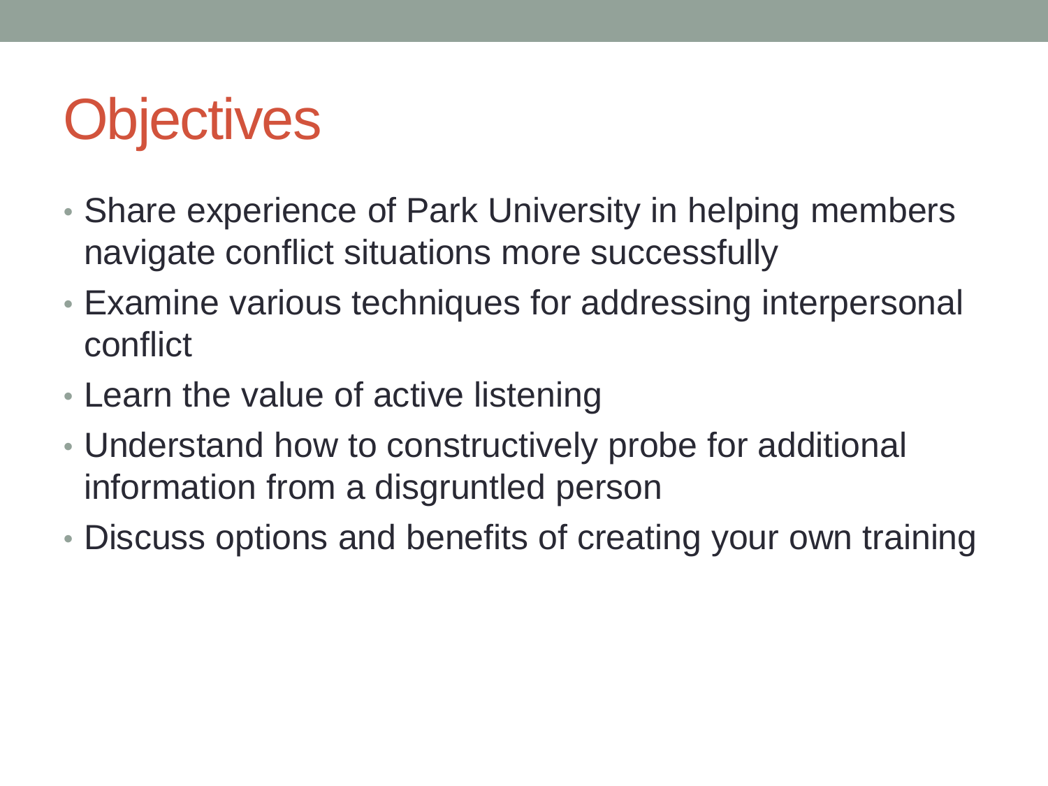# Objectives

- Share experience of Park University in helping members navigate conflict situations more successfully
- Examine various techniques for addressing interpersonal conflict
- Learn the value of active listening
- Understand how to constructively probe for additional information from a disgruntled person
- Discuss options and benefits of creating your own training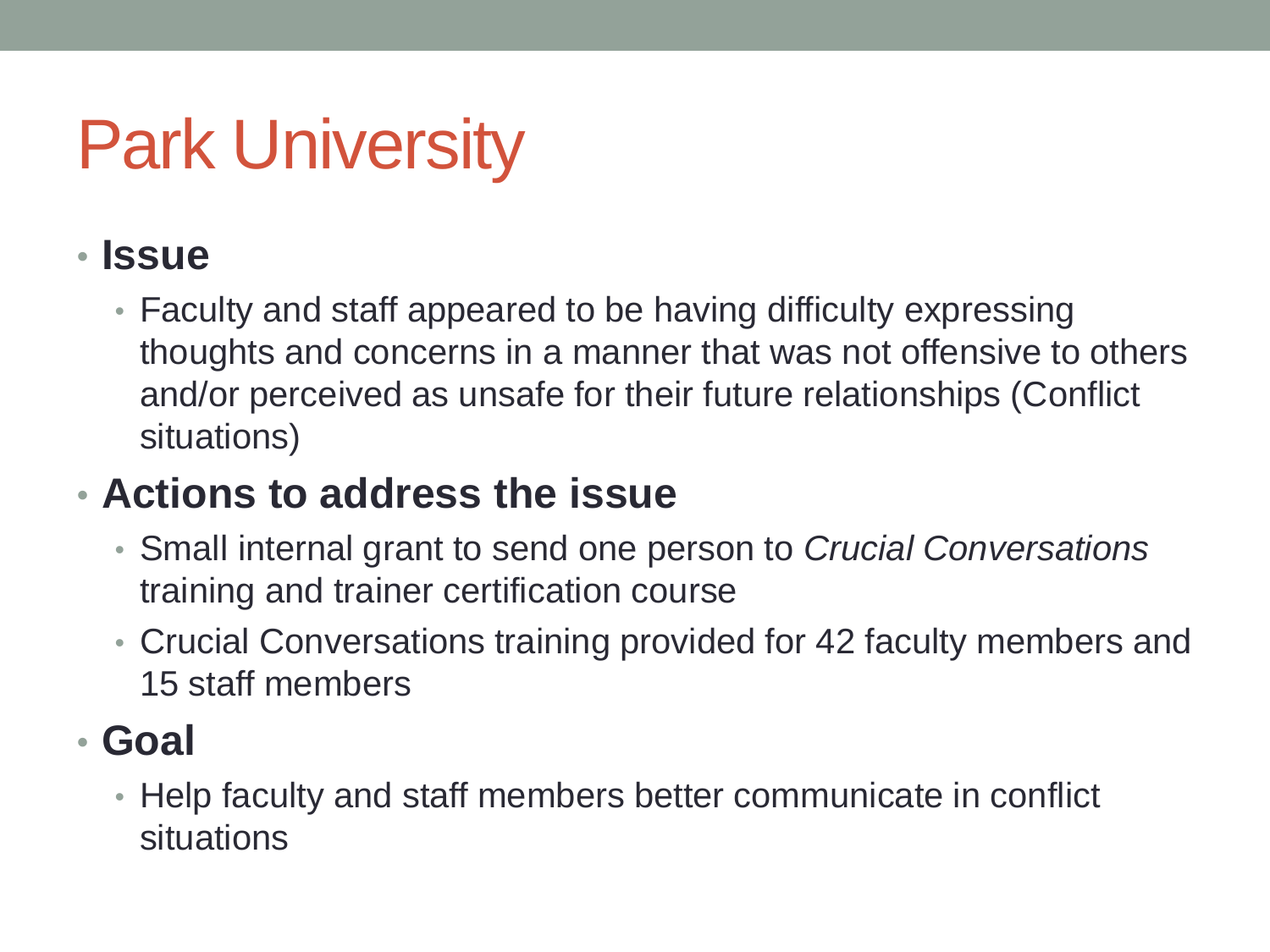# Park University

- **Issue**
  - Faculty and staff appeared to be having difficulty expressing thoughts and concerns in a manner that was not offensive to others and/or perceived as unsafe for their future relationships (Conflict situations)
- **Actions to address the issue**
  - Small internal grant to send one person to *Crucial Conversations* training and trainer certification course
  - Crucial Conversations training provided for 42 faculty members and 15 staff members
- **Goal**
  - Help faculty and staff members better communicate in conflict situations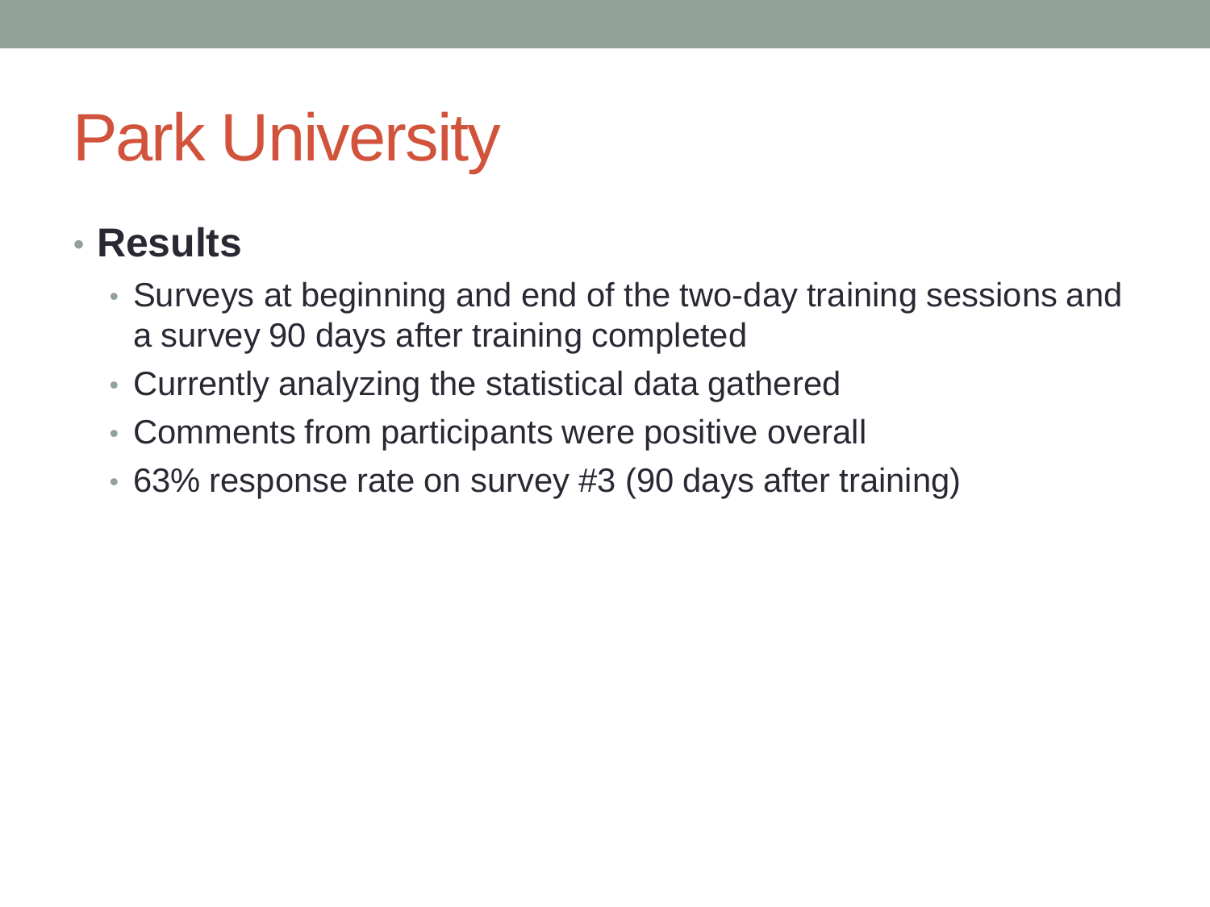# Park University

- **Results**
  - Surveys at beginning and end of the two-day training sessions and a survey 90 days after training completed
  - Currently analyzing the statistical data gathered
  - Comments from participants were positive overall
  - 63% response rate on survey #3 (90 days after training)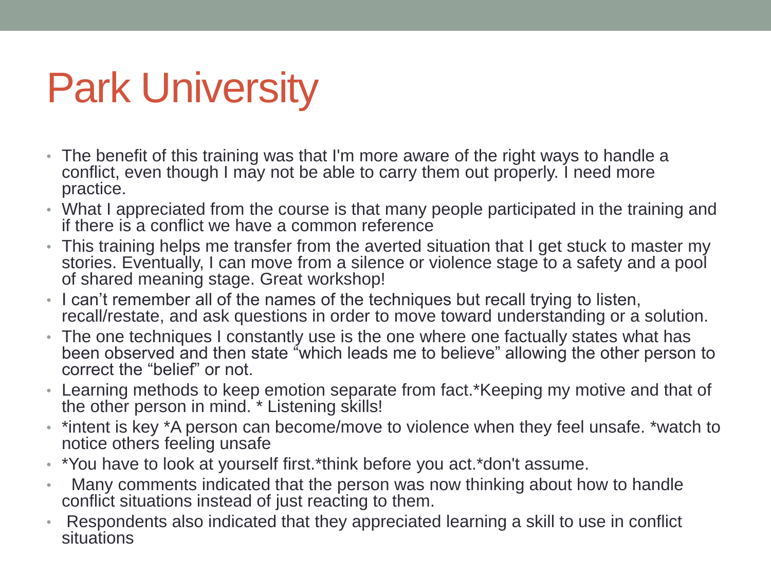# Park University

- The benefit of this training was that I'm more aware of the right ways to handle a conflict, even though I may not be able to carry them out properly. I need more practice.
- What I appreciated from the course is that many people participated in the training and if there is a conflict we have a common reference
- This training helps me transfer from the averted situation that I get stuck to master my stories. Eventually, I can move from a silence or violence stage to a safety and a pool of shared meaning stage. Great workshop!
- I can't remember all of the names of the techniques but recall trying to listen, recall/restate, and ask questions in order to move toward understanding or a solution.
- The one techniques I constantly use is the one where one factually states what has been observed and then state "which leads me to believe" allowing the other person to correct the "belief" or not.
- Learning methods to keep emotion separate from fact.*Keeping my motive and that of the other person in mind. * Listening skills!
- *intent is key *A person can become/move to violence when they feel unsafe. *watch to notice others feeling unsafe
- *You have to look at yourself first.*think before you act.*don't assume.
- Many comments indicated that the person was now thinking about how to handle conflict situations instead of just reacting to them.
- Respondents also indicated that they appreciated learning a skill to use in conflict situations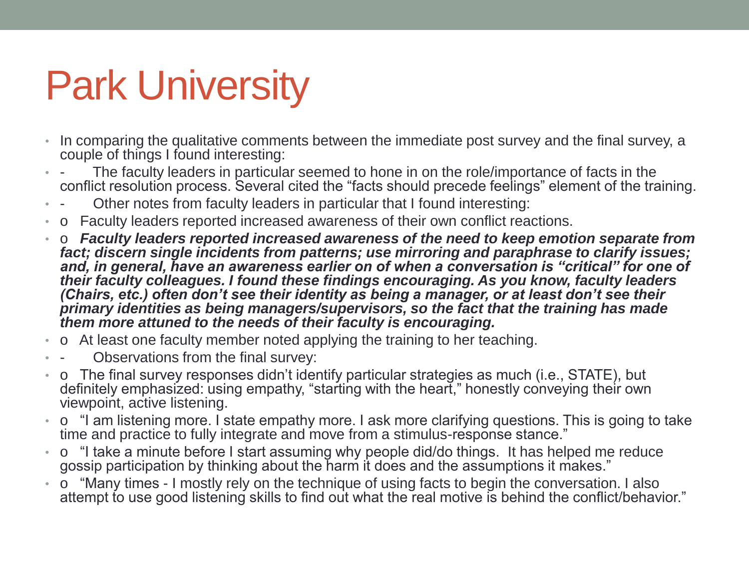# Park University

- In comparing the qualitative comments between the immediate post survey and the final survey, a couple of things I found interesting:
- - The faculty leaders in particular seemed to hone in on the role/importance of facts in the conflict resolution process. Several cited the "facts should precede feelings" element of the training.
- - Other notes from faculty leaders in particular that I found interesting:
- o Faculty leaders reported increased awareness of their own conflict reactions.
- o ***Faculty leaders reported increased awareness of the need to keep emotion separate from fact; discern single incidents from patterns; use mirroring and paraphrase to clarify issues; and, in general, have an awareness earlier on of when a conversation is "critical" for one of their faculty colleagues. I found these findings encouraging. As you know, faculty leaders (Chairs, etc.) often don't see their identity as being a manager, or at least don't see their primary identities as being managers/supervisors, so the fact that the training has made them more attuned to the needs of their faculty is encouraging.***
- o At least one faculty member noted applying the training to her teaching.
- - Observations from the final survey:
- o The final survey responses didn't identify particular strategies as much (i.e., STATE), but definitely emphasized: using empathy, "starting with the heart," honestly conveying their own viewpoint, active listening.
- o "I am listening more. I state empathy more. I ask more clarifying questions. This is going to take time and practice to fully integrate and move from a stimulus-response stance."
- o "I take a minute before I start assuming why people did/do things. It has helped me reduce gossip participation by thinking about the harm it does and the assumptions it makes."
- o "Many times - I mostly rely on the technique of using facts to begin the conversation. I also attempt to use good listening skills to find out what the real motive is behind the conflict/behavior."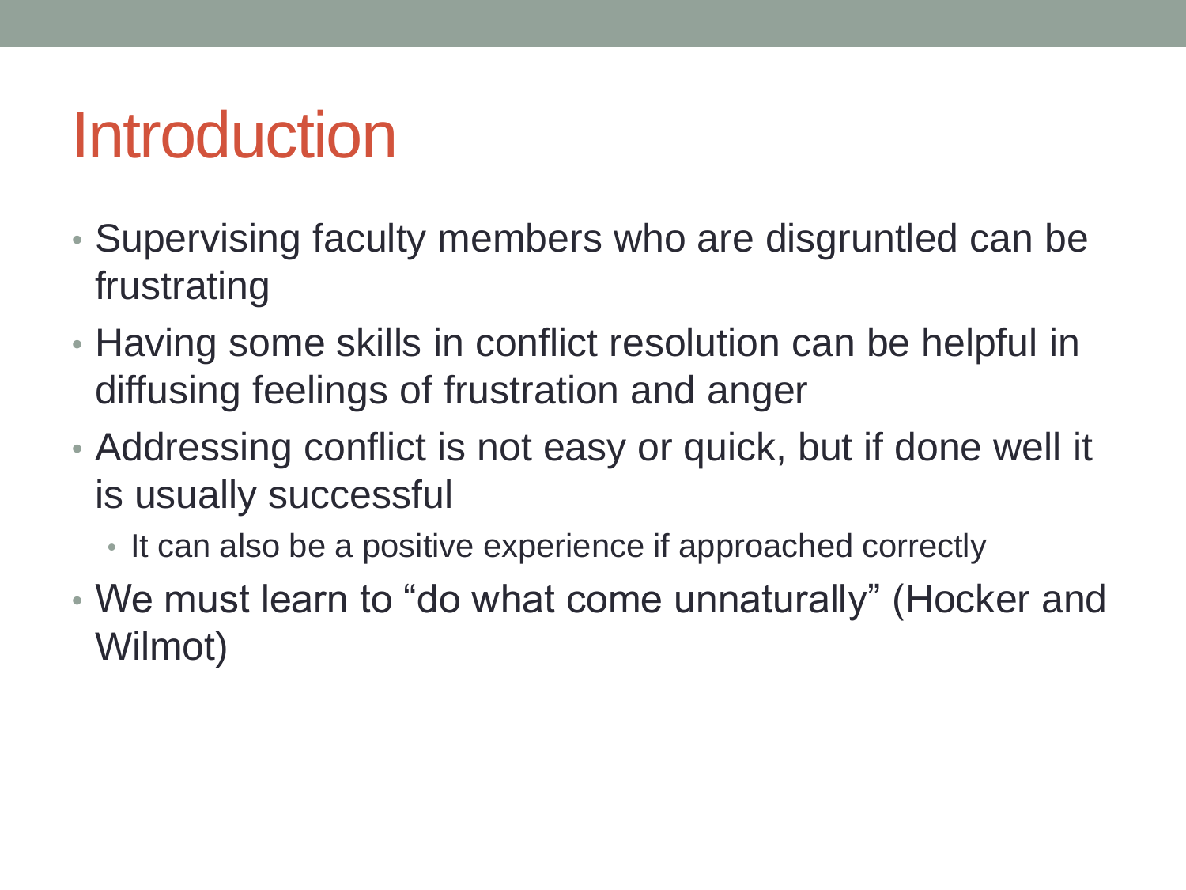# Introduction

- Supervising faculty members who are disgruntled can be frustrating
- Having some skills in conflict resolution can be helpful in diffusing feelings of frustration and anger
- Addressing conflict is not easy or quick, but if done well it is usually successful
  - It can also be a positive experience if approached correctly
- We must learn to “do what come unnaturally” (Hocker and Wilmot)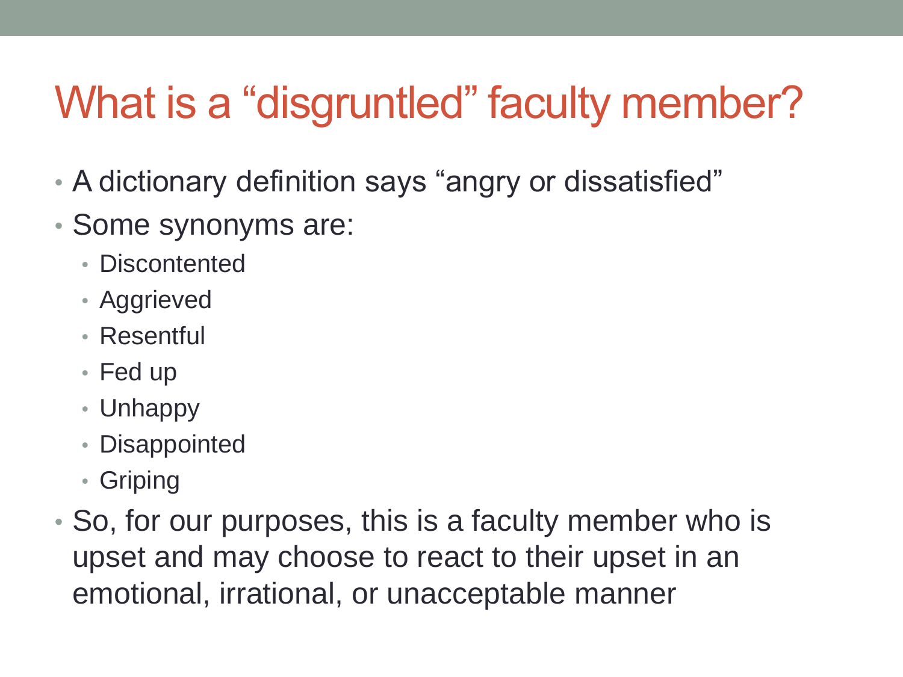# What is a “disgruntled” faculty member?

- A dictionary definition says “angry or dissatisfied”
- Some synonyms are:
  - Discontented
  - Aggrieved
  - Resentful
  - Fed up
  - Unhappy
  - Disappointed
  - Griping
- So, for our purposes, this is a faculty member who is upset and may choose to react to their upset in an emotional, irrational, or unacceptable manner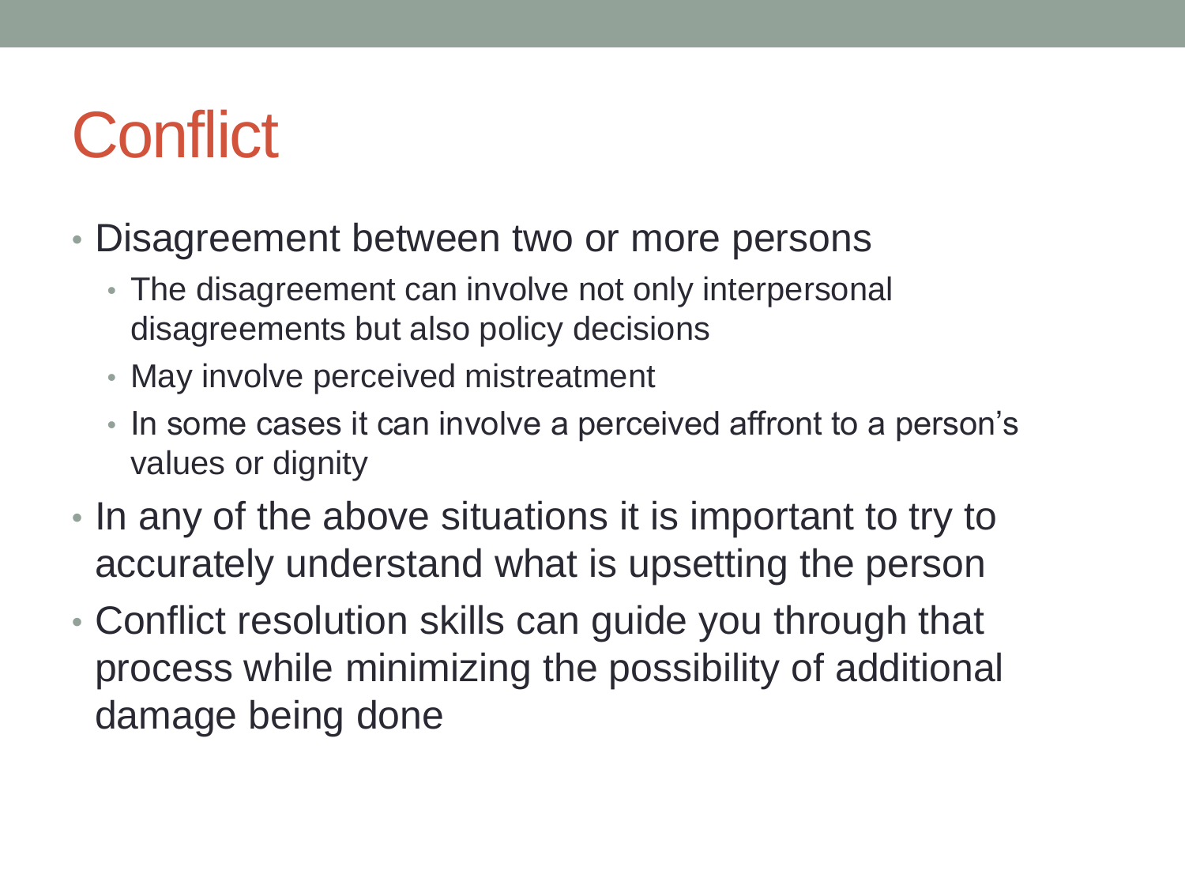# Conflict

- Disagreement between two or more persons
  - The disagreement can involve not only interpersonal disagreements but also policy decisions
  - May involve perceived mistreatment
  - In some cases it can involve a perceived affront to a person's values or dignity
- In any of the above situations it is important to try to accurately understand what is upsetting the person
- Conflict resolution skills can guide you through that process while minimizing the possibility of additional damage being done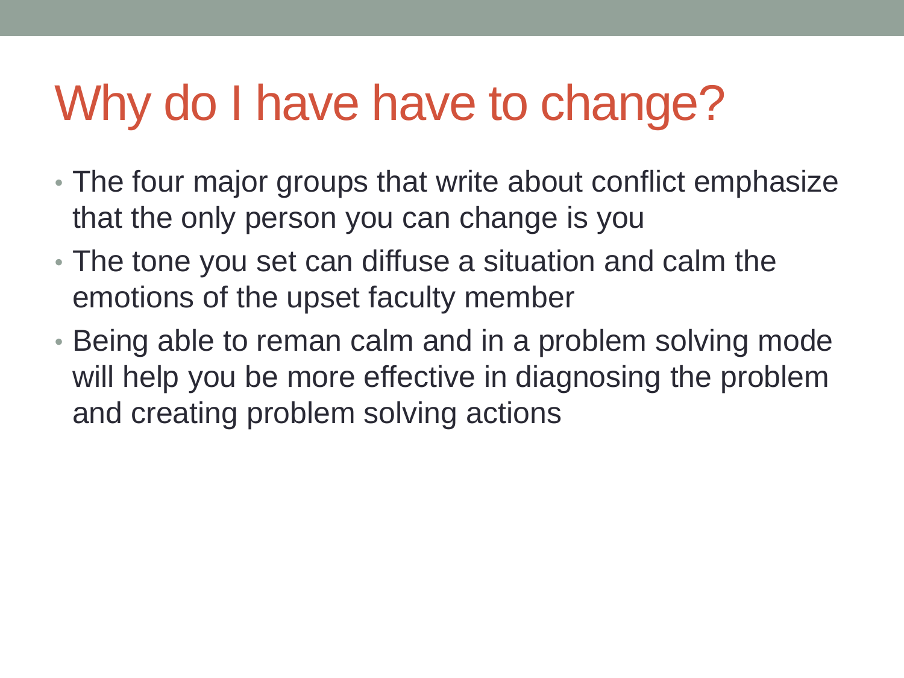# Why do I have have to change?

- The four major groups that write about conflict emphasize that the only person you can change is you
- The tone you set can diffuse a situation and calm the emotions of the upset faculty member
- Being able to reman calm and in a problem solving mode will help you be more effective in diagnosing the problem and creating problem solving actions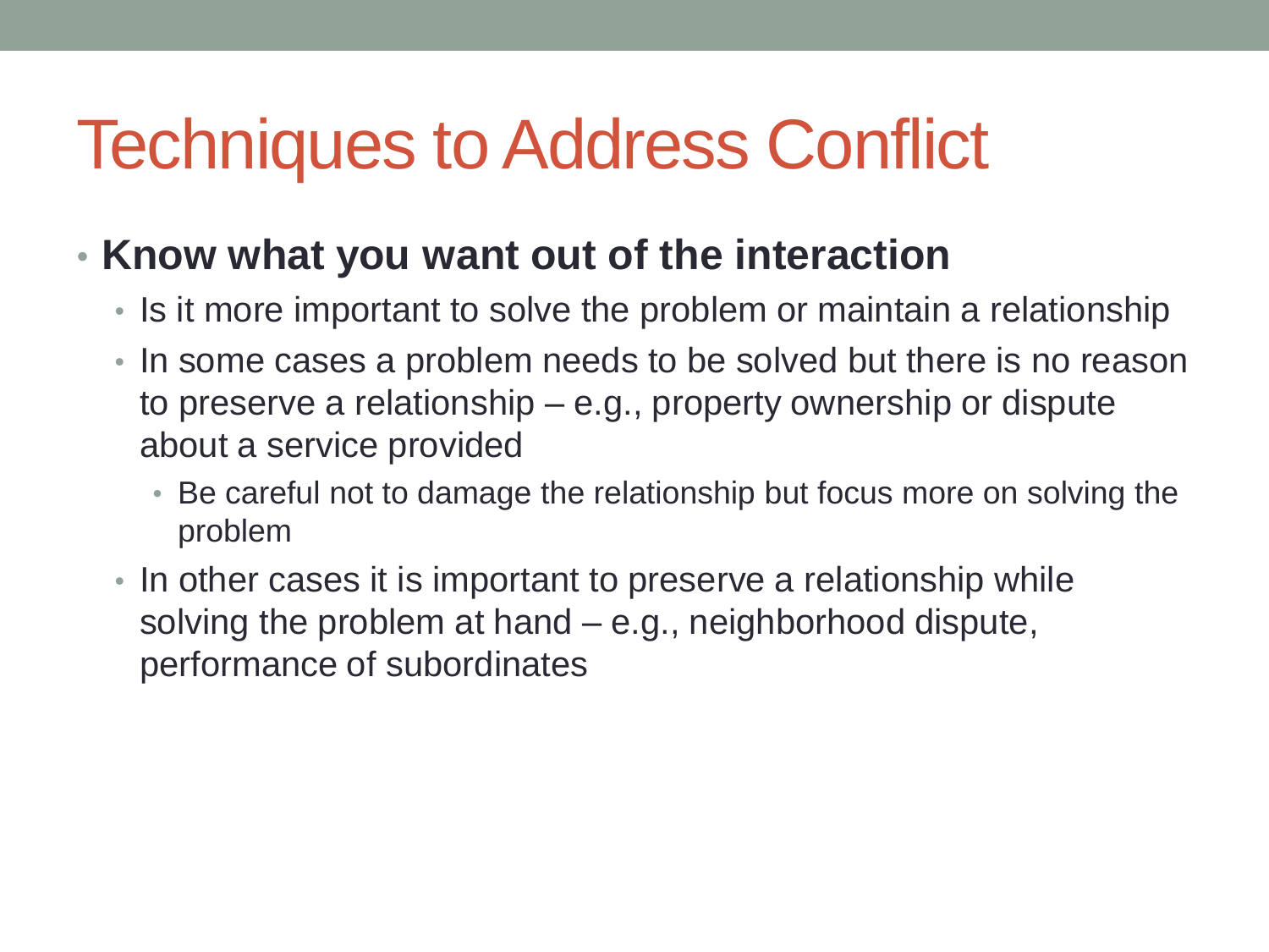# Techniques to Address Conflict

- **Know what you want out of the interaction**
  - Is it more important to solve the problem or maintain a relationship
  - In some cases a problem needs to be solved but there is no reason to preserve a relationship – e.g., property ownership or dispute about a service provided
    - Be careful not to damage the relationship but focus more on solving the problem
  - In other cases it is important to preserve a relationship while solving the problem at hand – e.g., neighborhood dispute, performance of subordinates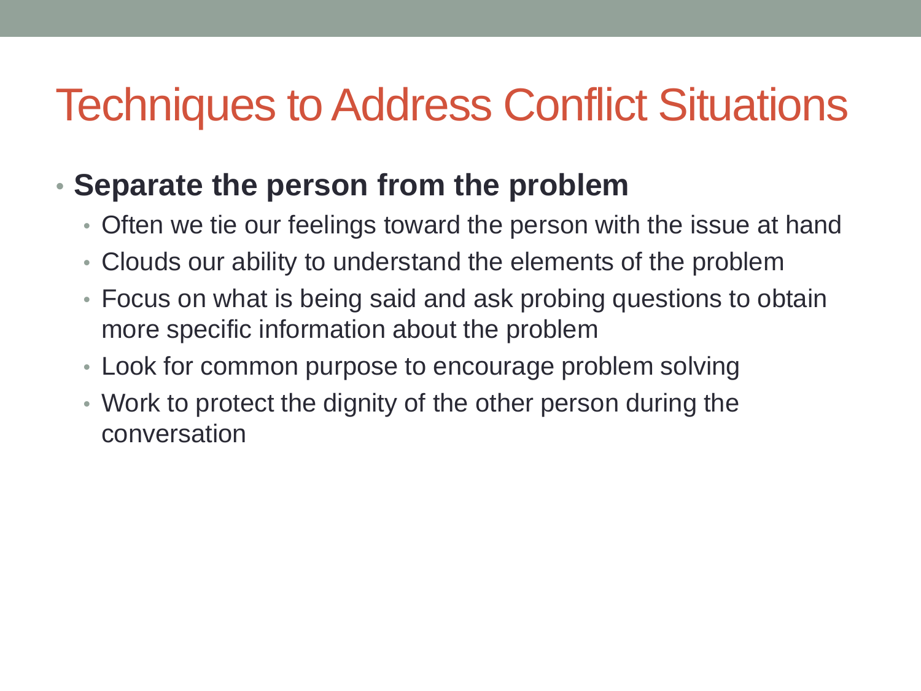# Techniques to Address Conflict Situations

- **Separate the person from the problem**
  - Often we tie our feelings toward the person with the issue at hand
  - Clouds our ability to understand the elements of the problem
  - Focus on what is being said and ask probing questions to obtain more specific information about the problem
  - Look for common purpose to encourage problem solving
  - Work to protect the dignity of the other person during the conversation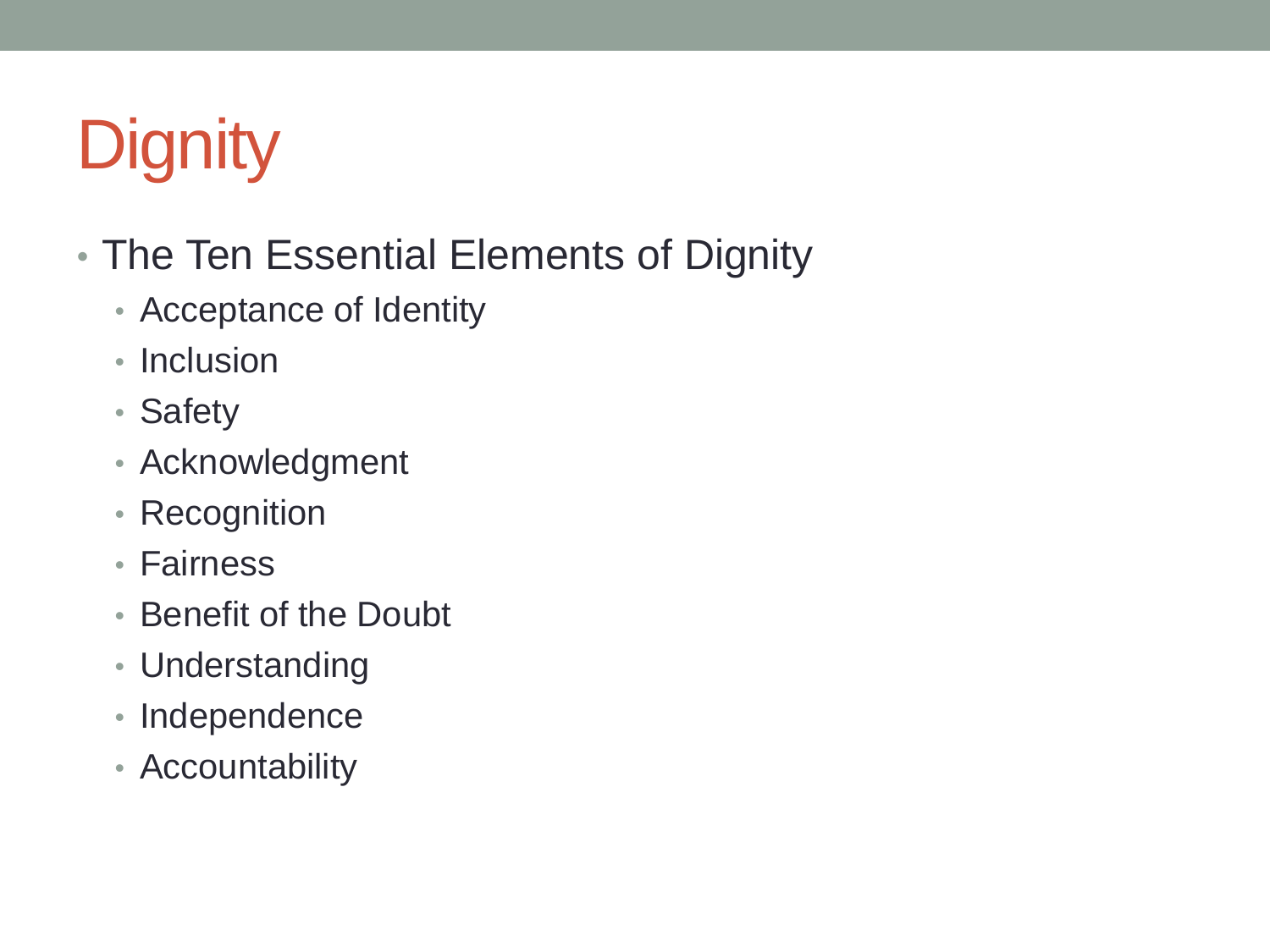# Dignity

- The Ten Essential Elements of Dignity
  - Acceptance of Identity
  - Inclusion
  - Safety
  - Acknowledgment
  - Recognition
  - Fairness
  - Benefit of the Doubt
  - Understanding
  - Independence
  - Accountability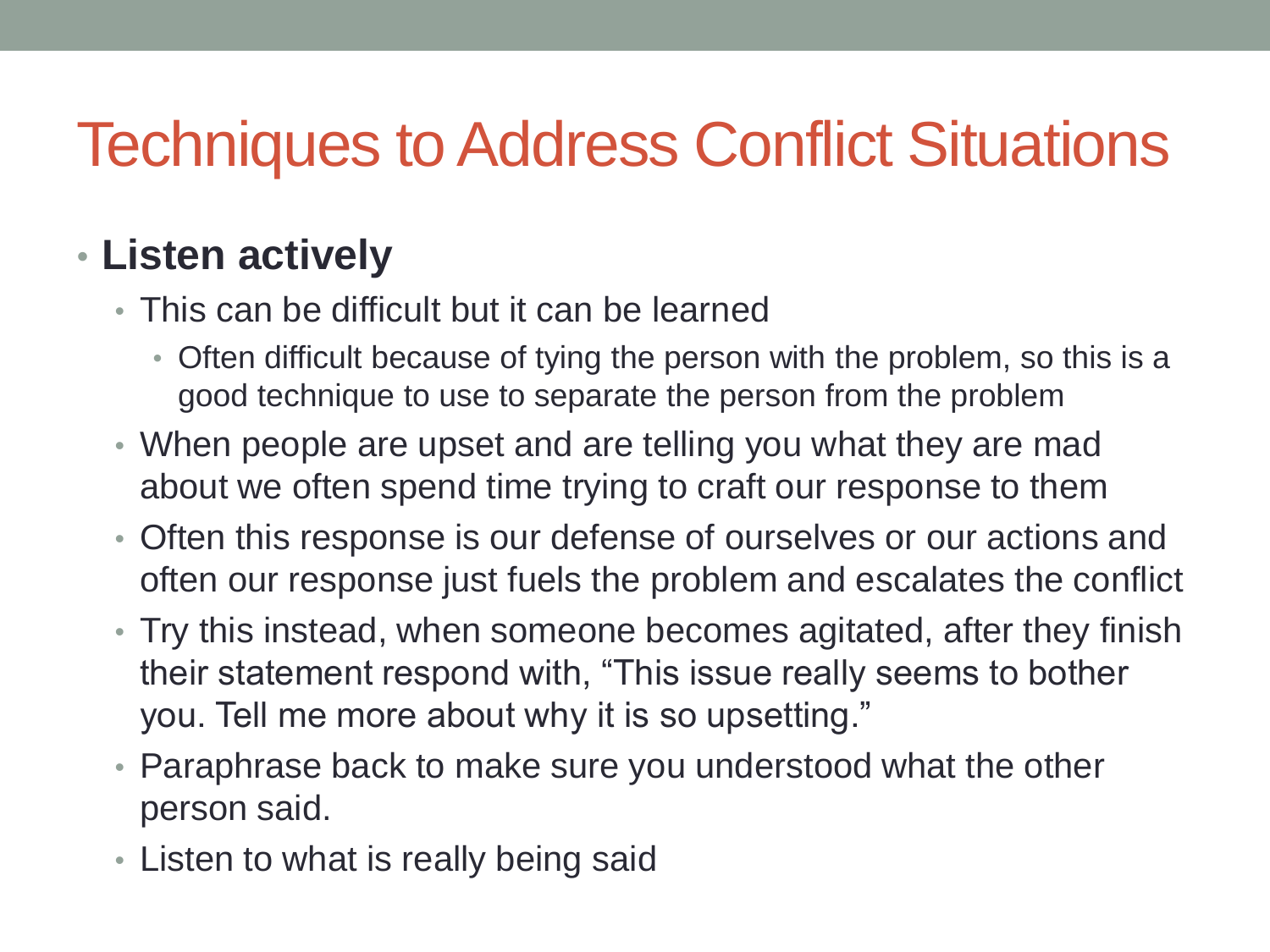# Techniques to Address Conflict Situations

- **Listen actively**
  - This can be difficult but it can be learned
    - Often difficult because of tying the person with the problem, so this is a good technique to use to separate the person from the problem
  - When people are upset and are telling you what they are mad about we often spend time trying to craft our response to them
  - Often this response is our defense of ourselves or our actions and often our response just fuels the problem and escalates the conflict
  - Try this instead, when someone becomes agitated, after they finish their statement respond with, "This issue really seems to bother you. Tell me more about why it is so upsetting."
  - Paraphrase back to make sure you understood what the other person said.
  - Listen to what is really being said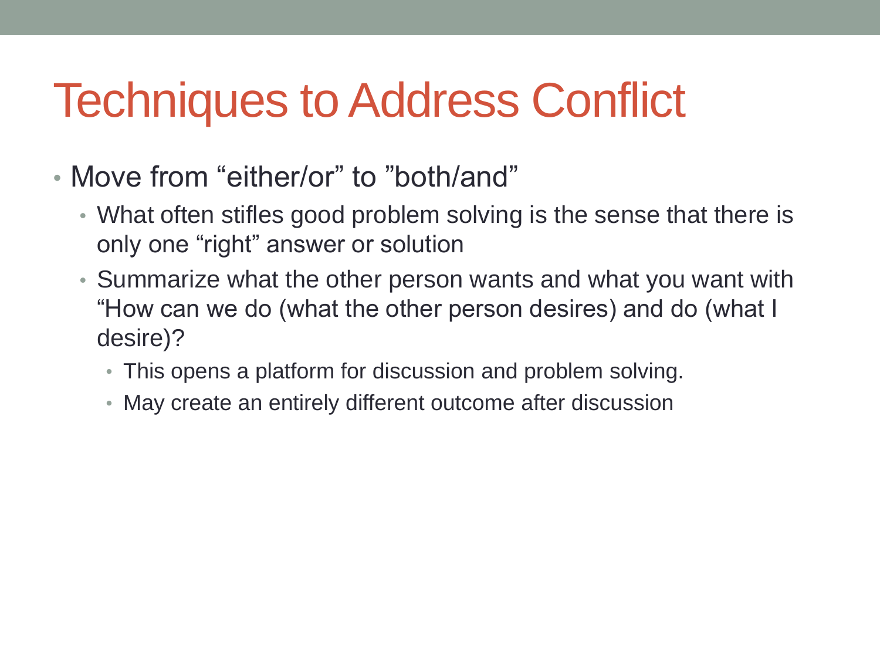# Techniques to Address Conflict

- Move from “either/or” to ”both/and”
  - What often stifles good problem solving is the sense that there is only one “right” answer or solution
  - Summarize what the other person wants and what you want with “How can we do (what the other person desires) and do (what I desire)?
    - This opens a platform for discussion and problem solving.
    - May create an entirely different outcome after discussion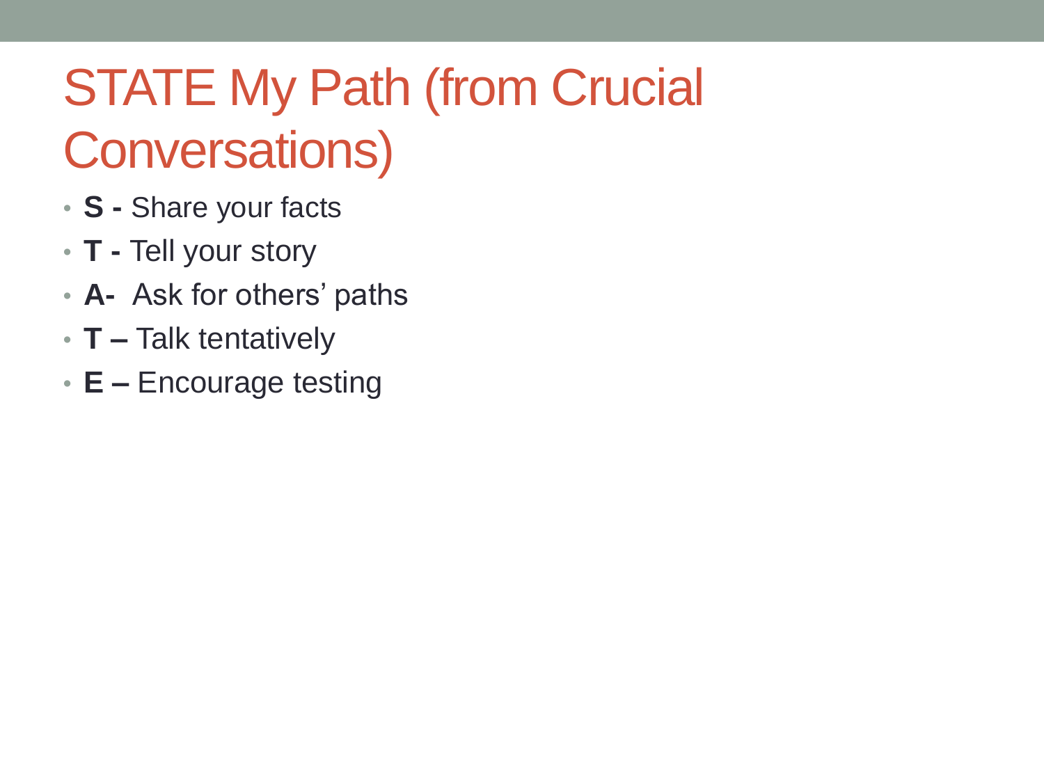# STATE My Path (from Crucial Conversations)

- **S -** Share your facts
- **T -** Tell your story
- **A-** Ask for others' paths
- **T –** Talk tentatively
- **E –** Encourage testing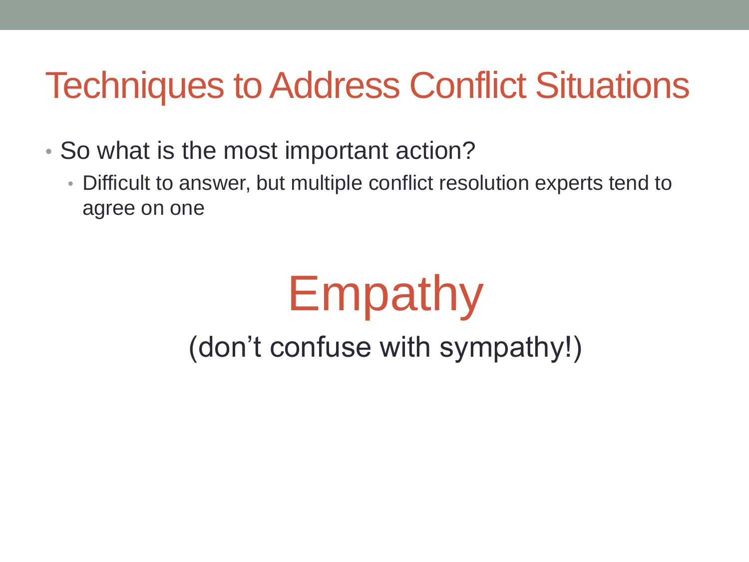# Techniques to Address Conflict Situations

- So what is the most important action?
  - Difficult to answer, but multiple conflict resolution experts tend to agree on one

## Empathy

(don’t confuse with sympathy!)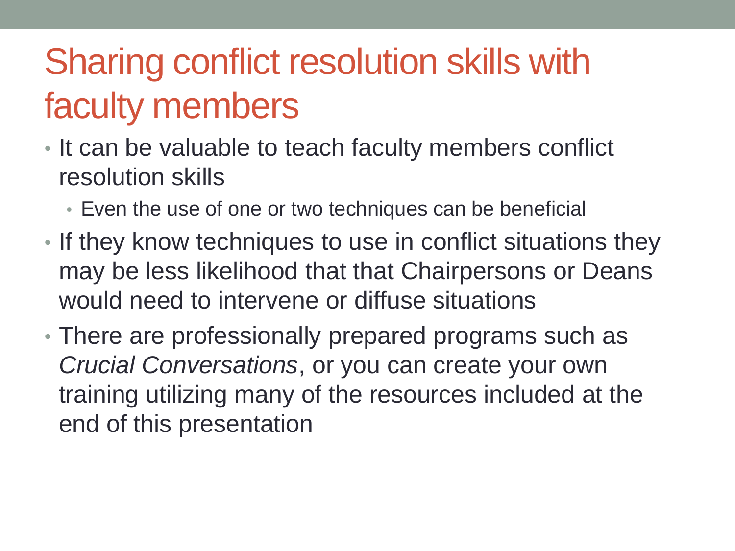# Sharing conflict resolution skills with faculty members

- It can be valuable to teach faculty members conflict resolution skills
  - Even the use of one or two techniques can be beneficial
- If they know techniques to use in conflict situations they may be less likelihood that that Chairpersons or Deans would need to intervene or diffuse situations
- There are professionally prepared programs such as *Crucial Conversations*, or you can create your own training utilizing many of the resources included at the end of this presentation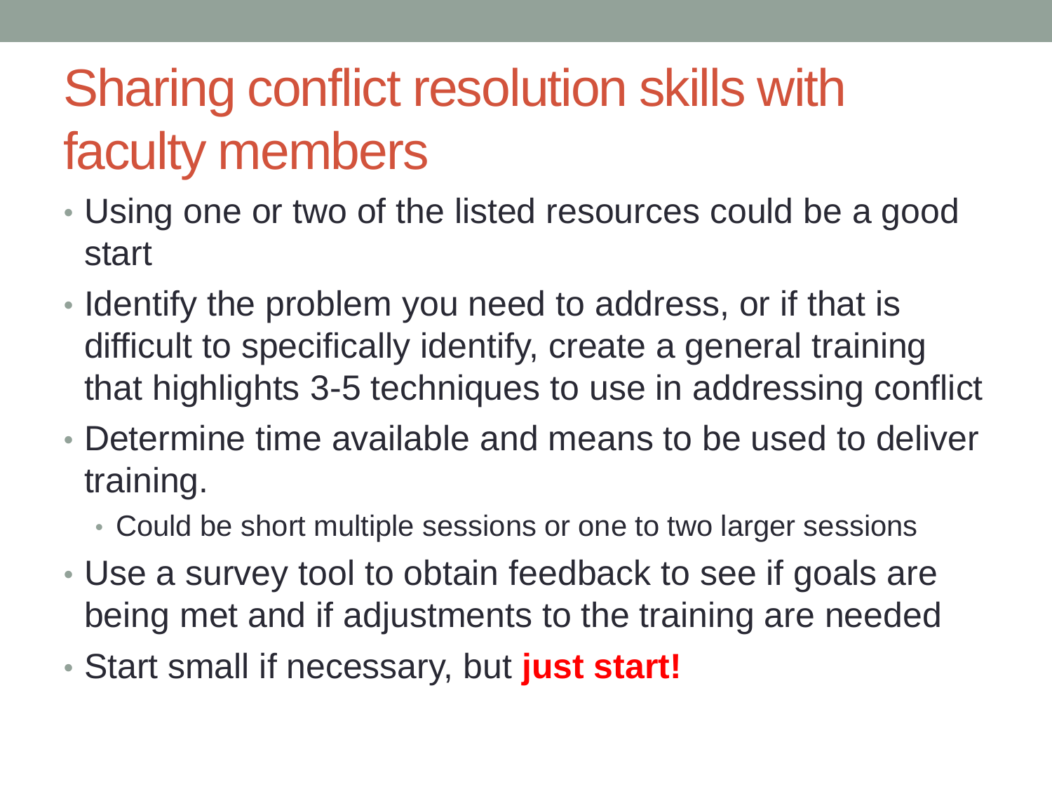# Sharing conflict resolution skills with faculty members

- Using one or two of the listed resources could be a good start
- Identify the problem you need to address, or if that is difficult to specifically identify, create a general training that highlights 3-5 techniques to use in addressing conflict
- Determine time available and means to be used to deliver training.
  - Could be short multiple sessions or one to two larger sessions
- Use a survey tool to obtain feedback to see if goals are being met and if adjustments to the training are needed
- Start small if necessary, but **just start!**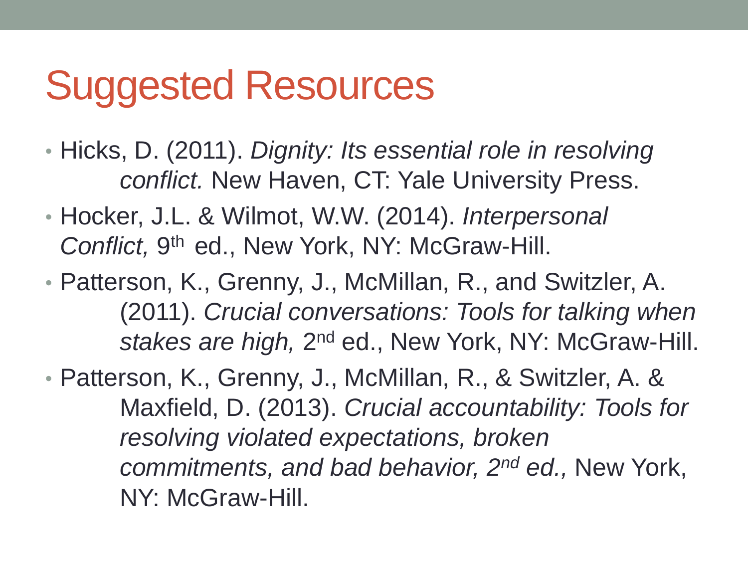# Suggested Resources

- Hicks, D. (2011). *Dignity: Its essential role in resolving conflict.* New Haven, CT: Yale University Press.
- Hocker, J.L. & Wilmot, W.W. (2014). *Interpersonal Conflict,* 9th ed., New York, NY: McGraw-Hill.
- Patterson, K., Grenny, J., McMillan, R., and Switzler, A. (2011). *Crucial conversations: Tools for talking when stakes are high,* 2nd ed., New York, NY: McGraw-Hill.
- Patterson, K., Grenny, J., McMillan, R., & Switzler, A. & Maxfield, D. (2013). *Crucial accountability: Tools for resolving violated expectations, broken commitments, and bad behavior, 2nd ed.,* New York, NY: McGraw-Hill.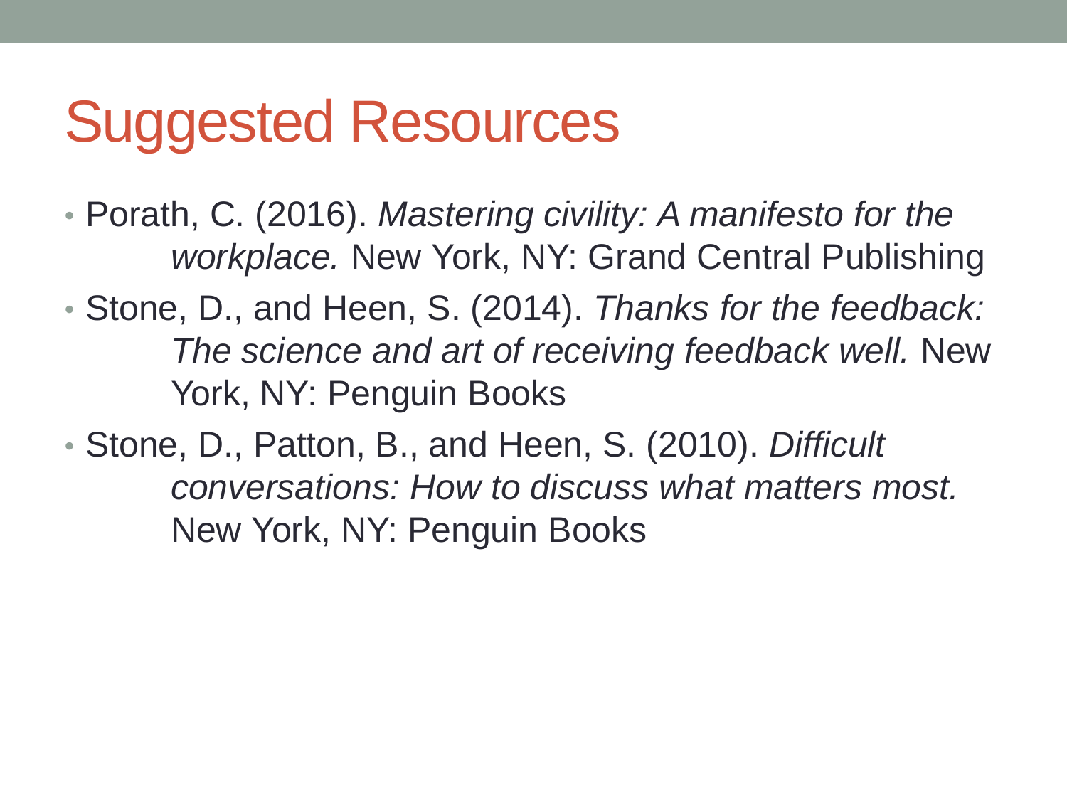# Suggested Resources

- Porath, C. (2016). *Mastering civility: A manifesto for the workplace.* New York, NY: Grand Central Publishing
- Stone, D., and Heen, S. (2014). *Thanks for the feedback: The science and art of receiving feedback well.* New York, NY: Penguin Books
- Stone, D., Patton, B., and Heen, S. (2010). *Difficult conversations: How to discuss what matters most.* New York, NY: Penguin Books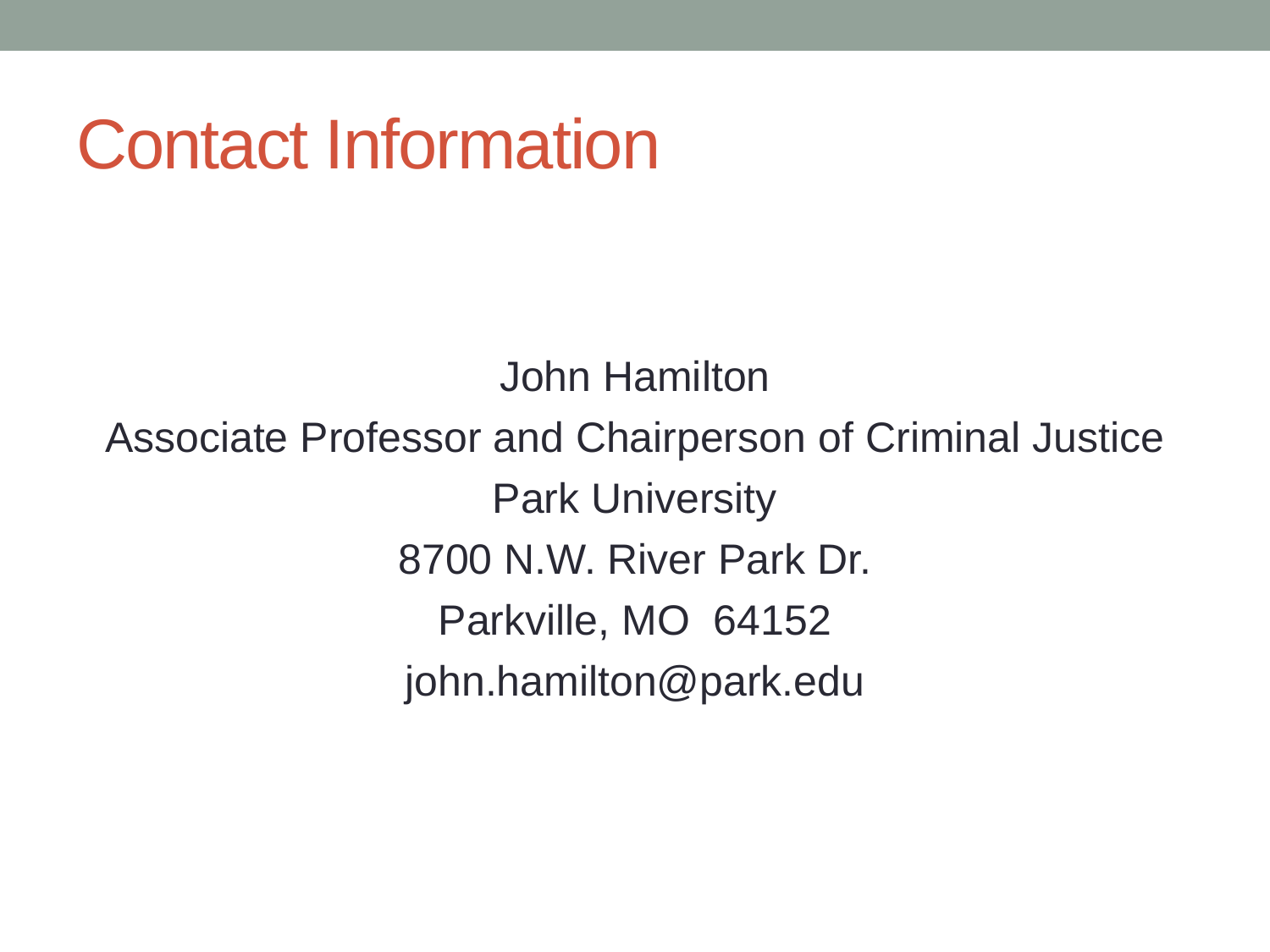# Contact Information

John Hamilton

Associate Professor and Chairperson of Criminal Justice

Park University

8700 N.W. River Park Dr.

Parkville, MO  64152

john.hamilton@park.edu